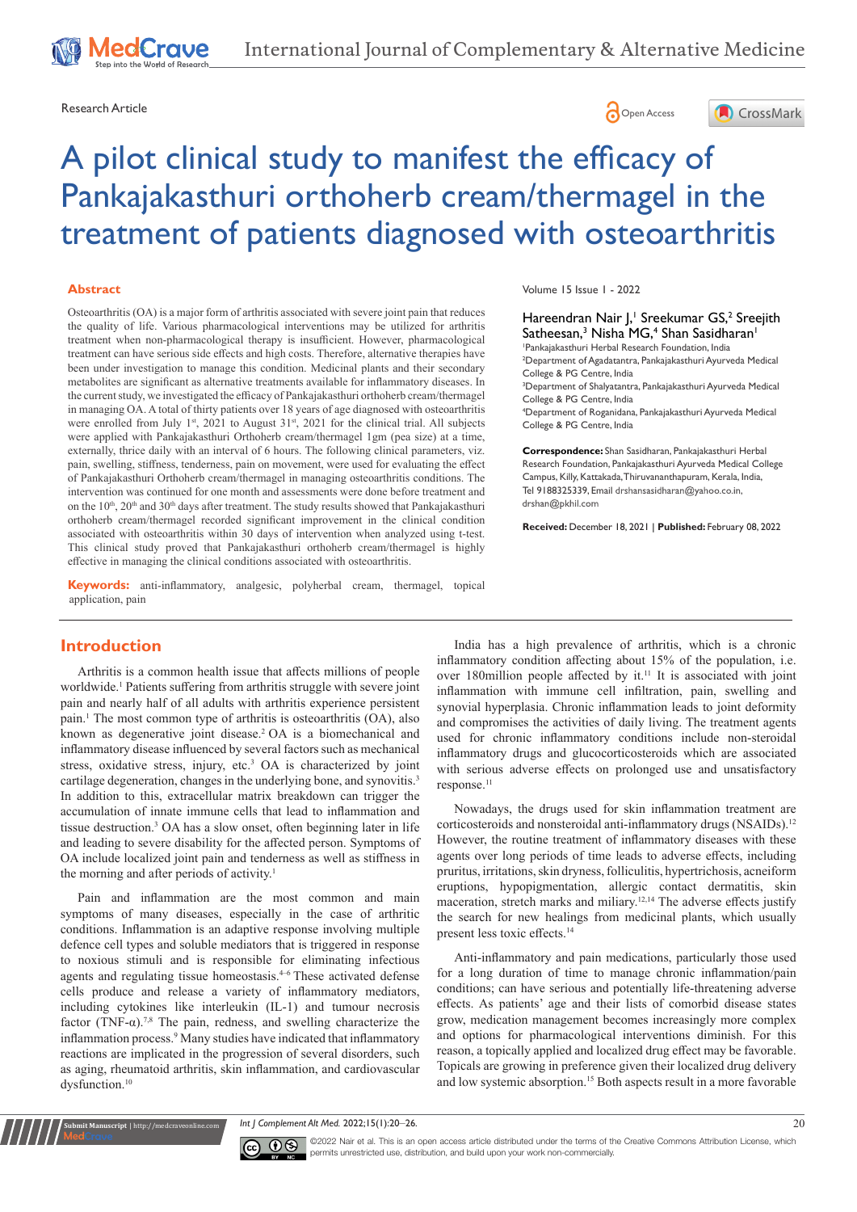Research Article

# A pilot clinical study to manifest the efficacy of Pankajakasthuri orthoherb cream/thermagel in the treatment of patients diagnosed with osteoarthritis

## Abstract

Osteoarthritis (OA) is a major form of arthritis associated with severe joint pain that reduces the quality of life. Various pharmacological interventions may be utilized for arthritis treatment when non-pharmacological therapy is insufficient. However, pharmacological treatment can have serious side effects and high costs. Therefore, alternative therapies have been under investigation to manage this condition. Medicinal plants and their secondary metabolites are significant as alternative treatments available for inflammatory diseases. In the current study, we investigated the efficacy of Pankajakasthuri orthoherb cream/thermagel in managing OA. A total of thirty patients over 18 years of age diagnosed with osteoarthritis were enrolled from July 1st, 2021 to August 31st, 2021 for the clinical trial. All subjects were applied with Pankajakasthuri Orthoherb cream/thermagel 1gm (pea size) at a time, externally, thrice daily with an interval of 6 hours. The following clinical parameters, viz. pain, swelling, stiffness, tenderness, pain on movement, were used for evaluating the effect of Pankajakasthuri Orthoherb cream/thermagel in managing osteoarthritis conditions. The intervention was continued for one month and assessments were done before treatment and on the 10th, 20th and 30th days after treatment. The study results showed that Pankajakasthuri orthoherb cream/thermagel recorded significant improvement in the clinical condition associated with osteoarthritis within 30 days of intervention when analyzed using t-test. This clinical study proved that Pankajakasthuri orthoherb cream/thermagel is highly effective in managing the clinical conditions associated with osteoarthritis.

**Keywords:** anti-inflammatory, analgesic, polyherbal cream, thermagel, topical application, pain

Hareendran Nair J,[1] Sreekumar GS,[2] Sreejith Satheesan,[3] Nisha MG,[4] Shan Sasidharan[1]

[1]Pankajakasthuri Herbal Research Foundation, India
[2]Department of Agadatantra, Pankajakasthuri Ayurveda Medical College & PG Centre, India
[3]Department of Shalyatantra, Pankajakasthuri Ayurveda Medical College & PG Centre, India
[4]Department of Roganidana, Pankajakasthuri Ayurveda Medical College & PG Centre, India

**Correspondence:** Shan Sasidharan, Pankajakasthuri Herbal Research Foundation, Pankajakasthuri Ayurveda Medical College Campus, Killy, Kattakada, Thiruvananthapuram, Kerala, India, Tel 9188325339, Email drshansasidharan@yahoo.co.in, drshan@pkhil.com

**Received:** December 18, 2021 | **Published:** February 08, 2022

## Introduction

Arthritis is a common health issue that affects millions of people worldwide.[1] Patients suffering from arthritis struggle with severe joint pain and nearly half of all adults with arthritis experience persistent pain.[1] The most common type of arthritis is osteoarthritis (OA), also known as degenerative joint disease.[2] OA is a biomechanical and inflammatory disease influenced by several factors such as mechanical stress, oxidative stress, injury, etc.[3] OA is characterized by joint cartilage degeneration, changes in the underlying bone, and synovitis.[3] In addition to this, extracellular matrix breakdown can trigger the accumulation of innate immune cells that lead to inflammation and tissue destruction.[3] OA has a slow onset, often beginning later in life and leading to severe disability for the affected person. Symptoms of OA include localized joint pain and tenderness as well as stiffness in the morning and after periods of activity.[1]

Pain and inflammation are the most common and main symptoms of many diseases, especially in the case of arthritic conditions. Inflammation is an adaptive response involving multiple defence cell types and soluble mediators that is triggered in response to noxious stimuli and is responsible for eliminating infectious agents and regulating tissue homeostasis.[4–6] These activated defense cells produce and release a variety of inflammatory mediators, including cytokines like interleukin (IL-1) and tumour necrosis factor (TNF-α).[7,8] The pain, redness, and swelling characterize the inflammation process.[9] Many studies have indicated that inflammatory reactions are implicated in the progression of several disorders, such as aging, rheumatoid arthritis, skin inflammation, and cardiovascular dysfunction.[10]

India has a high prevalence of arthritis, which is a chronic inflammatory condition affecting about 15% of the population, i.e. over 180million people affected by it.[11] It is associated with joint inflammation with immune cell infiltration, pain, swelling and synovial hyperplasia. Chronic inflammation leads to joint deformity and compromises the activities of daily living. The treatment agents used for chronic inflammatory conditions include non-steroidal inflammatory drugs and glucocorticosteroids which are associated with serious adverse effects on prolonged use and unsatisfactory response.[11]

Nowadays, the drugs used for skin inflammation treatment are corticosteroids and nonsteroidal anti-inflammatory drugs (NSAIDs).[12] However, the routine treatment of inflammatory diseases with these agents over long periods of time leads to adverse effects, including pruritus, irritations, skin dryness, folliculitis, hypertrichosis, acneiform eruptions, hypopigmentation, allergic contact dermatitis, skin maceration, stretch marks and miliary.[12–14] The adverse effects justify the search for new healings from medicinal plants, which usually present less toxic effects.[14]

Anti-inflammatory and pain medications, particularly those used for a long duration of time to manage chronic inflammation/pain conditions; can have serious and potentially life-threatening adverse effects. As patients' age and their lists of comorbid disease states grow, medication management becomes increasingly more complex and options for pharmacological interventions diminish. For this reason, a topically applied and localized drug effect may be favorable. Topicals are growing in preference given their localized drug delivery and low systemic absorption.[15] Both aspects result in a more favorable

©2022 Nair et al. This is an open access article distributed under the terms of the Creative Commons Attribution License, which permits unrestricted use, distribution, and build upon your work non-commercially.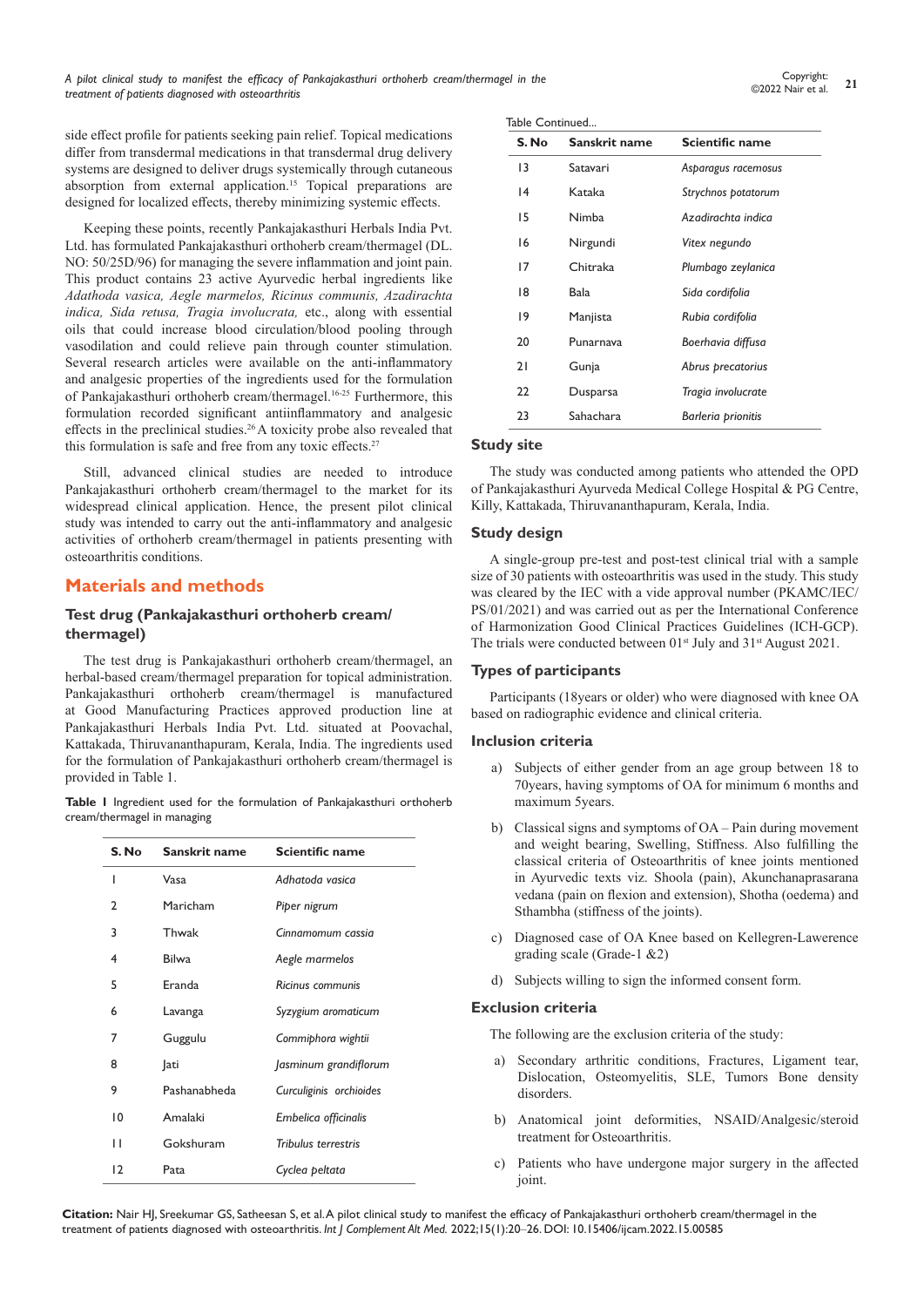side effect profile for patients seeking pain relief. Topical medications differ from transdermal medications in that transdermal drug delivery systems are designed to deliver drugs systemically through cutaneous absorption from external application.[15] Topical preparations are designed for localized effects, thereby minimizing systemic effects.

Keeping these points, recently Pankajakasthuri Herbals India Pvt. Ltd. has formulated Pankajakasthuri orthoherb cream/thermagel (DL. NO: 50/25D/96) for managing the severe inflammation and joint pain. This product contains 23 active Ayurvedic herbal ingredients like *Adathoda vasica, Aegle marmelos, Ricinus communis, Azadirachta indica, Sida retusa, Tragia involucrata,* etc., along with essential oils that could increase blood circulation/blood pooling through vasodilation and could relieve pain through counter stimulation. Several research articles were available on the anti-inflammatory and analgesic properties of the ingredients used for the formulation of Pankajakasthuri orthoherb cream/thermagel.[16-25] Furthermore, this formulation recorded significant antiinflammatory and analgesic effects in the preclinical studies.[26] A toxicity probe also revealed that this formulation is safe and free from any toxic effects.[27]

Still, advanced clinical studies are needed to introduce Pankajakasthuri orthoherb cream/thermagel to the market for its widespread clinical application. Hence, the present pilot clinical study was intended to carry out the anti-inflammatory and analgesic activities of orthoherb cream/thermagel in patients presenting with osteoarthritis conditions.

## Materials and methods

### Test drug (Pankajakasthuri orthoherb cream/thermagel)

The test drug is Pankajakasthuri orthoherb cream/thermagel, an herbal-based cream/thermagel preparation for topical administration. Pankajakasthuri orthoherb cream/thermagel is manufactured at Good Manufacturing Practices approved production line at Pankajakasthuri Herbals India Pvt. Ltd. situated at Poovachal, Kattakada, Thiruvananthapuram, Kerala, India. The ingredients used for the formulation of Pankajakasthuri orthoherb cream/thermagel is provided in Table 1.

**Table 1** Ingredient used for the formulation of Pankajakasthuri orthoherb cream/thermagel in managing

| S. No | Sanskrit name | Scientific name |
|---|---|---|
| 1 | Vasa | *Adhatoda vasica* |
| 2 | Maricham | *Piper nigrum* |
| 3 | Thwak | *Cinnamomum cassia* |
| 4 | Bilwa | *Aegle marmelos* |
| 5 | Eranda | *Ricinus communis* |
| 6 | Lavanga | *Syzygium aromaticum* |
| 7 | Guggulu | *Commiphora wightii* |
| 8 | Jati | *Jasminum grandiflorum* |
| 9 | Pashanabheda | *Curculiginis orchioides* |
| 10 | Amalaki | *Embelica officinalis* |
| 11 | Gokshuram | *Tribulus terrestris* |
| 12 | Pata | *Cyclea peltata* |
| 13 | Satavari | *Asparagus racemosus* |
| 14 | Kataka | *Strychnos potatorum* |
| 15 | Nimba | *Azadirachta indica* |
| 16 | Nirgundi | *Vitex negundo* |
| 17 | Chitraka | *Plumbago zeylanica* |
| 18 | Bala | *Sida cordifolia* |
| 19 | Manjista | *Rubia cordifolia* |
| 20 | Punarnava | *Boerhavia diffusa* |
| 21 | Gunja | *Abrus precatorius* |
| 22 | Dusparsa | *Tragia involucrate* |
| 23 | Sahachara | *Barleria prionitis* |

### Study site

The study was conducted among patients who attended the OPD of Pankajakasthuri Ayurveda Medical College Hospital & PG Centre, Killy, Kattakada, Thiruvananthapuram, Kerala, India.

### Study design

A single-group pre-test and post-test clinical trial with a sample size of 30 patients with osteoarthritis was used in the study. This study was cleared by the IEC with a vide approval number (PKAMC/IEC/PS/01/2021) and was carried out as per the International Conference of Harmonization Good Clinical Practices Guidelines (ICH-GCP). The trials were conducted between 01st July and 31st August 2021.

### Types of participants

Participants (18years or older) who were diagnosed with knee OA based on radiographic evidence and clinical criteria.

### Inclusion criteria

a) Subjects of either gender from an age group between 18 to 70years, having symptoms of OA for minimum 6 months and maximum 5years.

b) Classical signs and symptoms of OA – Pain during movement and weight bearing, Swelling, Stiffness. Also fulfilling the classical criteria of Osteoarthritis of knee joints mentioned in Ayurvedic texts viz. Shoola (pain), Akunchanaprasarana vedana (pain on flexion and extension), Shotha (oedema) and Sthambha (stiffness of the joints).

c) Diagnosed case of OA Knee based on Kellegren-Lawerence grading scale (Grade-1 &2)

d) Subjects willing to sign the informed consent form.

### Exclusion criteria

The following are the exclusion criteria of the study:

a) Secondary arthritic conditions, Fractures, Ligament tear, Dislocation, Osteomyelitis, SLE, Tumors Bone density disorders.

b) Anatomical joint deformities, NSAID/Analgesic/steroid treatment for Osteoarthritis.

c) Patients who have undergone major surgery in the affected joint.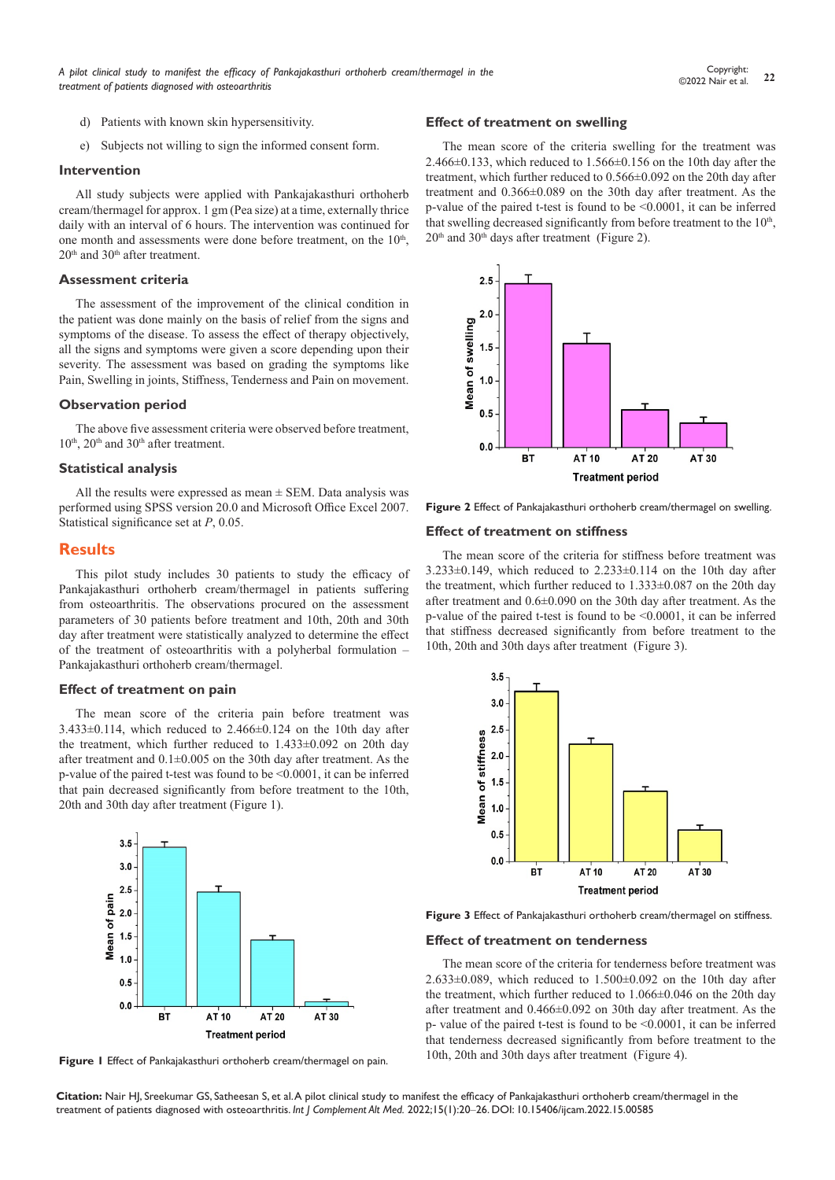d) Patients with known skin hypersensitivity.

e) Subjects not willing to sign the informed consent form.

### Intervention

All study subjects were applied with Pankajakasthuri orthoherb cream/thermagel for approx. 1 gm (Pea size) at a time, externally thrice daily with an interval of 6 hours. The intervention was continued for one month and assessments were done before treatment, on the 10th, 20th and 30th after treatment.

### Assessment criteria

The assessment of the improvement of the clinical condition in the patient was done mainly on the basis of relief from the signs and symptoms of the disease. To assess the effect of therapy objectively, all the signs and symptoms were given a score depending upon their severity. The assessment was based on grading the symptoms like Pain, Swelling in joints, Stiffness, Tenderness and Pain on movement.

### Observation period

The above five assessment criteria were observed before treatment, 10th, 20th and 30th after treatment.

### Statistical analysis

All the results were expressed as mean ± SEM. Data analysis was performed using SPSS version 20.0 and Microsoft Office Excel 2007. Statistical significance set at *P*, 0.05.

## Results

This pilot study includes 30 patients to study the efficacy of Pankajakasthuri orthoherb cream/thermagel in patients suffering from osteoarthritis. The observations procured on the assessment parameters of 30 patients before treatment and 10th, 20th and 30th day after treatment were statistically analyzed to determine the effect of the treatment of osteoarthritis with a polyherbal formulation – Pankajakasthuri orthoherb cream/thermagel.

### Effect of treatment on pain

The mean score of the criteria pain before treatment was 3.433±0.114, which reduced to 2.466±0.124 on the 10th day after the treatment, which further reduced to 1.433±0.092 on 20th day after treatment and 0.1±0.005 on the 30th day after treatment. As the p-value of the paired t-test was found to be <0.0001, it can be inferred that pain decreased significantly from before treatment to the 10th, 20th and 30th day after treatment (Figure 1).

**Figure 1** Effect of Pankajakasthuri orthoherb cream/thermagel on pain.

### Effect of treatment on swelling

The mean score of the criteria swelling for the treatment was 2.466±0.133, which reduced to 1.566±0.156 on the 10th day after the treatment, which further reduced to 0.566±0.092 on the 20th day after treatment and 0.366±0.089 on the 30th day after treatment. As the p-value of the paired t-test is found to be <0.0001, it can be inferred that swelling decreased significantly from before treatment to the 10th, 20th and 30th days after treatment (Figure 2).

**Figure 2** Effect of Pankajakasthuri orthoherb cream/thermagel on swelling.

### Effect of treatment on stiffness

The mean score of the criteria for stiffness before treatment was 3.233±0.149, which reduced to 2.233±0.114 on the 10th day after the treatment, which further reduced to 1.333±0.087 on the 20th day after treatment and 0.6±0.090 on the 30th day after treatment. As the p-value of the paired t-test is found to be <0.0001, it can be inferred that stiffness decreased significantly from before treatment to the 10th, 20th and 30th days after treatment (Figure 3).

**Figure 3** Effect of Pankajakasthuri orthoherb cream/thermagel on stiffness.

### Effect of treatment on tenderness

The mean score of the criteria for tenderness before treatment was 2.633±0.089, which reduced to 1.500±0.092 on the 10th day after the treatment, which further reduced to 1.066±0.046 on the 20th day after treatment and 0.466±0.092 on 30th day after treatment. As the p- value of the paired t-test is found to be <0.0001, it can be inferred that tenderness decreased significantly from before treatment to the 10th, 20th and 30th days after treatment (Figure 4).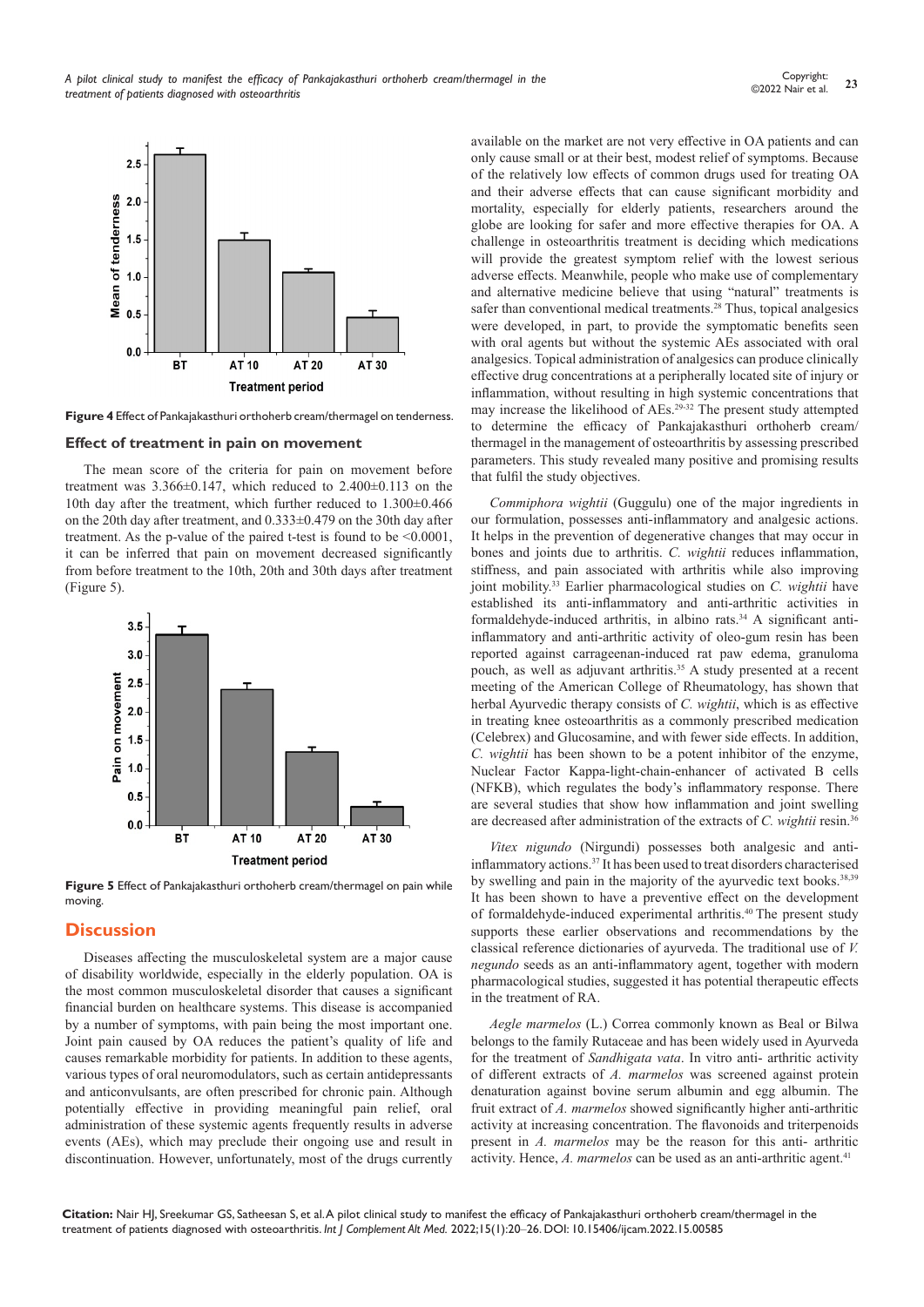Figure 4 Effect of Pankajakasthuri orthoherb cream/thermagel on tenderness.

### Effect of treatment in pain on movement

The mean score of the criteria for pain on movement before treatment was 3.366±0.147, which reduced to 2.400±0.113 on the 10th day after the treatment, which further reduced to 1.300±0.466 on the 20th day after treatment, and 0.333±0.479 on the 30th day after treatment. As the p-value of the paired t-test is found to be <0.0001, it can be inferred that pain on movement decreased significantly from before treatment to the 10th, 20th and 30th days after treatment (Figure 5).

Figure 5 Effect of Pankajakasthuri orthoherb cream/thermagel on pain while moving.

## Discussion

Diseases affecting the musculoskeletal system are a major cause of disability worldwide, especially in the elderly population. OA is the most common musculoskeletal disorder that causes a significant financial burden on healthcare systems. This disease is accompanied by a number of symptoms, with pain being the most important one. Joint pain caused by OA reduces the patient's quality of life and causes remarkable morbidity for patients. In addition to these agents, various types of oral neuromodulators, such as certain antidepressants and anticonvulsants, are often prescribed for chronic pain. Although potentially effective in providing meaningful pain relief, oral administration of these systemic agents frequently results in adverse events (AEs), which may preclude their ongoing use and result in discontinuation. However, unfortunately, most of the drugs currently available on the market are not very effective in OA patients and can only cause small or at their best, modest relief of symptoms. Because of the relatively low effects of common drugs used for treating OA and their adverse effects that can cause significant morbidity and mortality, especially for elderly patients, researchers around the globe are looking for safer and more effective therapies for OA. A challenge in osteoarthritis treatment is deciding which medications will provide the greatest symptom relief with the lowest serious adverse effects. Meanwhile, people who make use of complementary and alternative medicine believe that using "natural" treatments is safer than conventional medical treatments.[28] Thus, topical analgesics were developed, in part, to provide the symptomatic benefits seen with oral agents but without the systemic AEs associated with oral analgesics. Topical administration of analgesics can produce clinically effective drug concentrations at a peripherally located site of injury or inflammation, without resulting in high systemic concentrations that may increase the likelihood of AEs.[29-32] The present study attempted to determine the efficacy of Pankajakasthuri orthoherb cream/thermagel in the management of osteoarthritis by assessing prescribed parameters. This study revealed many positive and promising results that fulfil the study objectives.

*Commiphora wightii* (Guggulu) one of the major ingredients in our formulation, possesses anti-inflammatory and analgesic actions. It helps in the prevention of degenerative changes that may occur in bones and joints due to arthritis. *C. wightii* reduces inflammation, stiffness, and pain associated with arthritis while also improving joint mobility.[33] Earlier pharmacological studies on *C. wightii* have established its anti-inflammatory and anti-arthritic activities in formaldehyde-induced arthritis, in albino rats.[34] A significant anti-inflammatory and anti-arthritic activity of oleo-gum resin has been reported against carrageenan-induced rat paw edema, granuloma pouch, as well as adjuvant arthritis.[35] A study presented at a recent meeting of the American College of Rheumatology, has shown that herbal Ayurvedic therapy consists of *C. wightii*, which is as effective in treating knee osteoarthritis as a commonly prescribed medication (Celebrex) and Glucosamine, and with fewer side effects. In addition, *C. wightii* has been shown to be a potent inhibitor of the enzyme, Nuclear Factor Kappa-light-chain-enhancer of activated B cells (NFKB), which regulates the body's inflammatory response. There are several studies that show how inflammation and joint swelling are decreased after administration of the extracts of *C. wightii* resin.[36]

*Vitex nigundo* (Nirgundi) possesses both analgesic and anti-inflammatory actions.[37] It has been used to treat disorders characterised by swelling and pain in the majority of the ayurvedic text books.[38,39] It has been shown to have a preventive effect on the development of formaldehyde-induced experimental arthritis.[40] The present study supports these earlier observations and recommendations by the classical reference dictionaries of ayurveda. The traditional use of *V. negundo* seeds as an anti-inflammatory agent, together with modern pharmacological studies, suggested it has potential therapeutic effects in the treatment of RA.

*Aegle marmelos* (L.) Correa commonly known as Beal or Bilwa belongs to the family Rutaceae and has been widely used in Ayurveda for the treatment of *Sandhigata vata*. In vitro anti- arthritic activity of different extracts of *A. marmelos* was screened against protein denaturation against bovine serum albumin and egg albumin. The fruit extract of *A. marmelos* showed significantly higher anti-arthritic activity at increasing concentration. The flavonoids and triterpenoids present in *A. marmelos* may be the reason for this anti- arthritic activity. Hence, *A. marmelos* can be used as an anti-arthritic agent.[41]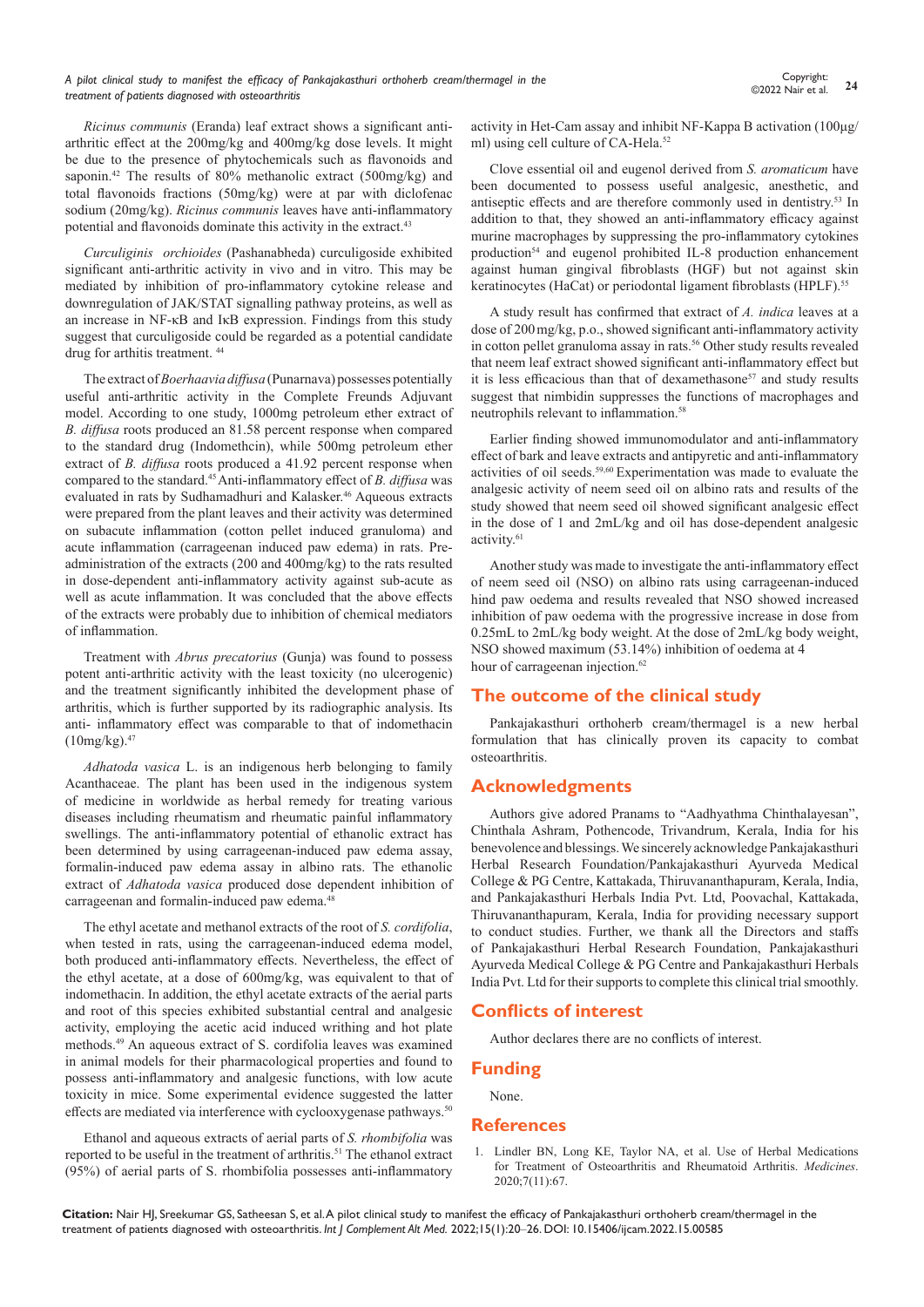*Ricinus communis* (Eranda) leaf extract shows a significant anti-arthritic effect at the 200mg/kg and 400mg/kg dose levels. It might be due to the presence of phytochemicals such as flavonoids and saponin.[42] The results of 80% methanolic extract (500mg/kg) and total flavonoids fractions (50mg/kg) were at par with diclofenac sodium (20mg/kg). *Ricinus communis* leaves have anti-inflammatory potential and flavonoids dominate this activity in the extract.[43]

*Curculiginis orchioides* (Pashanabheda) curculigoside exhibited significant anti-arthritic activity in vivo and in vitro. This may be mediated by inhibition of pro-inflammatory cytokine release and downregulation of JAK/STAT signalling pathway proteins, as well as an increase in NF-κB and IκB expression. Findings from this study suggest that curculigoside could be regarded as a potential candidate drug for arthitis treatment. [44]

The extract of *Boerhaavia diffusa* (Punarnava) possesses potentially useful anti-arthritic activity in the Complete Freunds Adjuvant model. According to one study, 1000mg petroleum ether extract of *B. diffusa* roots produced an 81.58 percent response when compared to the standard drug (Indomethcin), while 500mg petroleum ether extract of *B. diffusa* roots produced a 41.92 percent response when compared to the standard.[45] Anti-inflammatory effect of *B. diffusa* was evaluated in rats by Sudhamadhuri and Kalasker.[46] Aqueous extracts were prepared from the plant leaves and their activity was determined on subacute inflammation (cotton pellet induced granuloma) and acute inflammation (carrageenan induced paw edema) in rats. Pre-administration of the extracts (200 and 400mg/kg) to the rats resulted in dose-dependent anti-inflammatory activity against sub-acute as well as acute inflammation. It was concluded that the above effects of the extracts were probably due to inhibition of chemical mediators of inflammation.

Treatment with *Abrus precatorius* (Gunja) was found to possess potent anti-arthritic activity with the least toxicity (no ulcerogenic) and the treatment significantly inhibited the development phase of arthritis, which is further supported by its radiographic analysis. Its anti- inflammatory effect was comparable to that of indomethacin (10mg/kg).[47]

*Adhatoda vasica* L. is an indigenous herb belonging to family Acanthaceae. The plant has been used in the indigenous system of medicine in worldwide as herbal remedy for treating various diseases including rheumatism and rheumatic painful inflammatory swellings. The anti-inflammatory potential of ethanolic extract has been determined by using carrageenan-induced paw edema assay, formalin-induced paw edema assay in albino rats. The ethanolic extract of *Adhatoda vasica* produced dose dependent inhibition of carrageenan and formalin-induced paw edema.[48]

The ethyl acetate and methanol extracts of the root of *S. cordifolia*, when tested in rats, using the carrageenan-induced edema model, both produced anti-inflammatory effects. Nevertheless, the effect of the ethyl acetate, at a dose of 600mg/kg, was equivalent to that of indomethacin. In addition, the ethyl acetate extracts of the aerial parts and root of this species exhibited substantial central and analgesic activity, employing the acetic acid induced writhing and hot plate methods.[49] An aqueous extract of S. cordifolia leaves was examined in animal models for their pharmacological properties and found to possess anti-inflammatory and analgesic functions, with low acute toxicity in mice. Some experimental evidence suggested the latter effects are mediated via interference with cyclooxygenase pathways.[50]

Ethanol and aqueous extracts of aerial parts of *S. rhombifolia* was reported to be useful in the treatment of arthritis.[51] The ethanol extract (95%) of aerial parts of S. rhombifolia possesses anti-inflammatory activity in Het-Cam assay and inhibit NF-Kappa B activation (100μg/ml) using cell culture of CA-Hela.[52]

Clove essential oil and eugenol derived from *S. aromaticum* have been documented to possess useful analgesic, anesthetic, and antiseptic effects and are therefore commonly used in dentistry.[53] In addition to that, they showed an anti-inflammatory efficacy against murine macrophages by suppressing the pro-inflammatory cytokines production[54] and eugenol prohibited IL-8 production enhancement against human gingival fibroblasts (HGF) but not against skin keratinocytes (HaCat) or periodontal ligament fibroblasts (HPLF).[55]

A study result has confirmed that extract of *A. indica* leaves at a dose of 200 mg/kg, p.o., showed significant anti-inflammatory activity in cotton pellet granuloma assay in rats.[56] Other study results revealed that neem leaf extract showed significant anti-inflammatory effect but it is less efficacious than that of dexamethasone[57] and study results suggest that nimbidin suppresses the functions of macrophages and neutrophils relevant to inflammation.[58]

Earlier finding showed immunomodulator and anti-inflammatory effect of bark and leave extracts and antipyretic and anti-inflammatory activities of oil seeds.[59,60] Experimentation was made to evaluate the analgesic activity of neem seed oil on albino rats and results of the study showed that neem seed oil showed significant analgesic effect in the dose of 1 and 2mL/kg and oil has dose-dependent analgesic activity.[61]

Another study was made to investigate the anti-inflammatory effect of neem seed oil (NSO) on albino rats using carrageenan-induced hind paw oedema and results revealed that NSO showed increased inhibition of paw oedema with the progressive increase in dose from 0.25mL to 2mL/kg body weight. At the dose of 2mL/kg body weight, NSO showed maximum (53.14%) inhibition of oedema at 4 hour of carrageenan injection.[62]

## The outcome of the clinical study

Pankajakasthuri orthoherb cream/thermagel is a new herbal formulation that has clinically proven its capacity to combat osteoarthritis.

## Acknowledgments

Authors give adored Pranams to "Aadhyathma Chinthalayesan", Chinthala Ashram, Pothencode, Trivandrum, Kerala, India for his benevolence and blessings. We sincerely acknowledge Pankajakasthuri Herbal Research Foundation/Pankajakasthuri Ayurveda Medical College & PG Centre, Kattakada, Thiruvananthapuram, Kerala, India, and Pankajakasthuri Herbals India Pvt. Ltd, Poovachal, Kattakada, Thiruvananthapuram, Kerala, India for providing necessary support to conduct studies. Further, we thank all the Directors and staffs of Pankajakasthuri Herbal Research Foundation, Pankajakasthuri Ayurveda Medical College & PG Centre and Pankajakasthuri Herbals India Pvt. Ltd for their supports to complete this clinical trial smoothly.

## Conflicts of interest

Author declares there are no conflicts of interest.

## Funding

None.

## References

1. Lindler BN, Long KE, Taylor NA, et al. Use of Herbal Medications for Treatment of Osteoarthritis and Rheumatoid Arthritis. *Medicines*. 2020;7(11):67.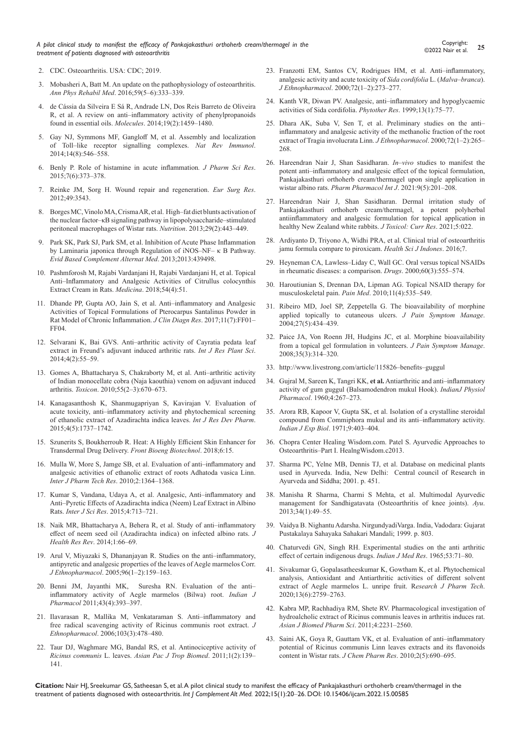2. CDC. Osteoarthritis. USA: CDC; 2019.

3. Mobasheri A, Batt M. An update on the pathophysiology of osteoarthritis. *Ann Phys Rehabil Med*. 2016;59(5–6):333–339.

4. de Cássia da Silveira E Sá R, Andrade LN, Dos Reis Barreto de Oliveira R, et al. A review on anti–inflammatory activity of phenylpropanoids found in essential oils. *Molecules*. 2014;19(2):1459–1480.

5. Gay NJ, Symmons MF, Gangloff M, et al. Assembly and localization of Toll–like receptor signalling complexes. *Nat Rev Immunol*. 2014;14(8):546–558.

6. Benly P. Role of histamine in acute inflammation. *J Pharm Sci Res*. 2015;7(6):373–378.

7. Reinke JM, Sorg H. Wound repair and regeneration. *Eur Surg Res*. 2012;49:3543.

8. Borges MC, Vinolo MA, Crisma AR, et al. High–fat diet blunts activation of the nuclear factor–κB signaling pathway in lipopolysaccharide–stimulated peritoneal macrophages of Wistar rats. *Nutrition*. 2013;29(2):443–449.

9. Park SK, Park SJ, Park SM, et al. Inhibition of Acute Phase Inflammation by Laminaria japonica through Regulation of iNOS–NF– κ B Pathway. *Evid Based Complement Alternat Med*. 2013;2013:439498.

10. Pashmforosh M, Rajabi Vardanjani H, Rajabi Vardanjani H, et al. Topical Anti–Inflammatory and Analgesic Activities of Citrullus colocynthis Extract Cream in Rats. *Medicina*. 2018;54(4):51.

11. Dhande PP, Gupta AO, Jain S, et al. Anti–inflammatory and Analgesic Activities of Topical Formulations of Pterocarpus Santalinus Powder in Rat Model of Chronic Inflammation. *J Clin Diagn Res*. 2017;11(7):FF01–FF04.

12. Selvarani K, Bai GVS. Anti–arthritic activity of Cayratia pedata leaf extract in Freund's adjuvant induced arthritic rats. *Int J Res Plant Sci*. 2014;4(2):55–59.

13. Gomes A, Bhattacharya S, Chakraborty M, et al. Anti–arthritic activity of Indian monocellate cobra (Naja kaouthia) venom on adjuvant induced arthritis. *Toxicon*. 2010;55(2–3):670–673.

14. Kanagasanthosh K, Shanmugapriyan S, Kavirajan V. Evaluation of acute toxicity, anti–inflammatory activity and phytochemical screening of ethanolic extract of Azadirachta indica leaves. *Int J Res Dev Pharm*. 2015;4(5):1737–1742.

15. Szunerits S, Boukherroub R. Heat: A Highly Efficient Skin Enhancer for Transdermal Drug Delivery. *Front Bioeng Biotechnol*. 2018;6:15.

16. Mulla W, More S, Jamge SB, et al. Evaluation of anti–inflammatory and analgesic activities of ethanolic extract of roots Adhatoda vasica Linn. *Inter J Pharm Tech Res*. 2010;2:1364–1368.

17. Kumar S, Vandana, Udaya A, et al. Analgesic, Anti–inflammatory and Anti–Pyretic Effects of Azadirachta indica (Neem) Leaf Extract in Albino Rats. *Inter J Sci Res*. 2015;4:713–721.

18. Naik MR, Bhattacharya A, Behera R, et al. Study of anti–inflammatory effect of neem seed oil (Azadirachta indica) on infected albino rats. *J Health Res Rev*. 2014;1:66–69.

19. Arul V, Miyazaki S, Dhananjayan R. Studies on the anti–inflammatory, antipyretic and analgesic properties of the leaves of Aegle marmelos Corr. *J Ethnopharmacol*. 2005;96(1–2):159–163.

20. Benni JM, Jayanthi MK, Suresha RN. Evaluation of the anti–inflammatory activity of Aegle marmelos (Bilwa) root. *Indian J Pharmacol* 2011;43(4):393–397.

21. Ilavarasan R, Mallika M, Venkataraman S. Anti–inflammatory and free radical scavenging activity of Ricinus communis root extract. *J Ethnopharmacol*. 2006;103(3):478–480.

22. Taur DJ, Waghmare MG, Bandal RS, et al. Antinociceptive activity of *Ricinus communis* L. leaves. *Asian Pac J Trop Biomed*. 2011;1(2):139–141.

23. Franzotti EM, Santos CV, Rodrigues HM, et al. Anti–inflammatory, analgesic activity and acute toxicity of *Sida cordifolia* L. (*Malva–branca*). *J Ethnopharmacol*. 2000;72(1–2):273–277.

24. Kanth VR, Diwan PV. Analgesic, anti–inflammatory and hypoglycaemic activities of Sida cordifolia. *Phytother Res*. 1999;13(1):75–77.

25. Dhara AK, Suba V, Sen T, et al. Preliminary studies on the anti–inflammatory and analgesic activity of the methanolic fraction of the root extract of Tragia involucrata Linn. *J Ethnopharmacol*. 2000;72(1–2):265–268.

26. Hareendran Nair J, Shan Sasidharan. *In–vivo* studies to manifest the potent anti–inflammatory and analgesic effect of the topical formulation, Pankajakasthuri orthoherb cream/thermagel upon single application in wistar albino rats. *Pharm Pharmacol Int J*. 2021:9(5):201–208.

27. Hareendran Nair J, Shan Sasidharan. Dermal irritation study of Pankajakasthuri orthoherb cream/thermagel, a potent polyherbal antiinflammatory and analgesic formulation for topical application in healthy New Zealand white rabbits. *J Toxicol: Curr Res*. 2021;5:022.

28. Ardiyanto D, Triyono A, Widhi PRA, et al. Clinical trial of osteoarthritis jamu formula compare to piroxicam. *Health Sci J Indones*. 2016;7.

29. Heyneman CA, Lawless–Liday C, Wall GC. Oral versus topical NSAIDs in rheumatic diseases: a comparison. *Drugs*. 2000;60(3):555–574.

30. Haroutiunian S, Drennan DA, Lipman AG. Topical NSAID therapy for musculoskeletal pain. *Pain Med*. 2010;11(4):535–549.

31. Ribeiro MD, Joel SP, Zeppetella G. The bioavailability of morphine applied topically to cutaneous ulcers. *J Pain Symptom Manage*. 2004;27(5):434–439.

32. Paice JA, Von Roenn JH, Hudgins JC, et al. Morphine bioavailability from a topical gel formulation in volunteers. *J Pain Symptom Manage*. 2008;35(3):314–320.

33. http://www.livestrong.com/article/115826–benefits–guggul

34. Gujral M, Sareen K, Tangri KK, **et al.** Antiarthritic and anti–inflammatory activity of gum guggul (Balsamodendron mukul Hook). *IndianJ Physiol Pharmacol*. 1960;4:267–273.

35. Arora RB, Kapoor V, Gupta SK, et al. Isolation of a crystalline steroidal compound from Commiphora mukul and its anti–inflammatory activity. *Indian J Exp Biol*. 1971;9:403–404.

36. Chopra Center Healing Wisdom.com. Patel S. Ayurvedic Approaches to Osteoarthritis–Part I. HealngWisdom.c2013.

37. Sharma PC, Yelne MB, Dennis TJ, et al. Database on medicinal plants used in Ayurveda. India, New Delhi: Central council of Research in Ayurveda and Siddha; 2001. p. 451.

38. Manisha R Sharma, Charmi S Mehta, et al. Multimodal Ayurvedic management for Sandhigatavata (Osteoarthritis of knee joints). *Ayu*. 2013;34(1):49–55.

39. Vaidya B. Nighantu Adarsha. NirgundyadiVarga. India, Vodadara: Gujarat Pustakalaya Sahayaka Sahakari Mandali; 1999. p. 803.

40. Chaturvedi GN, Singh RH. Experimental studies on the anti arthritic effect of certain indigenous drugs. *Indian J Med Res*. 1965;53:71–80.

41. Sivakumar G, Gopalasatheeskumar K, Gowtham K, et al. Phytochemical analysis, Antioxidant and Antiarthritic activities of different solvent extract of Aegle marmelos L. unripe fruit. R*esearch J Pharm Tech*. 2020;13(6):2759–2763.

42. Kabra MP, Rachhadiya RM, Shete RV. Pharmacological investigation of hydroalcholic extract of Ricinus communis leaves in arthritis induces rat. *Asian J Biomed Pharm Sci*. 2011;4:2231–2560.

43. Saini AK, Goya R, Gauttam VK, et al. Evaluation of anti–inflammatory potential of Ricinus communis Linn leaves extracts and its flavonoids content in Wistar rats. *J Chem Pharm Res*. 2010;2(5):690–695.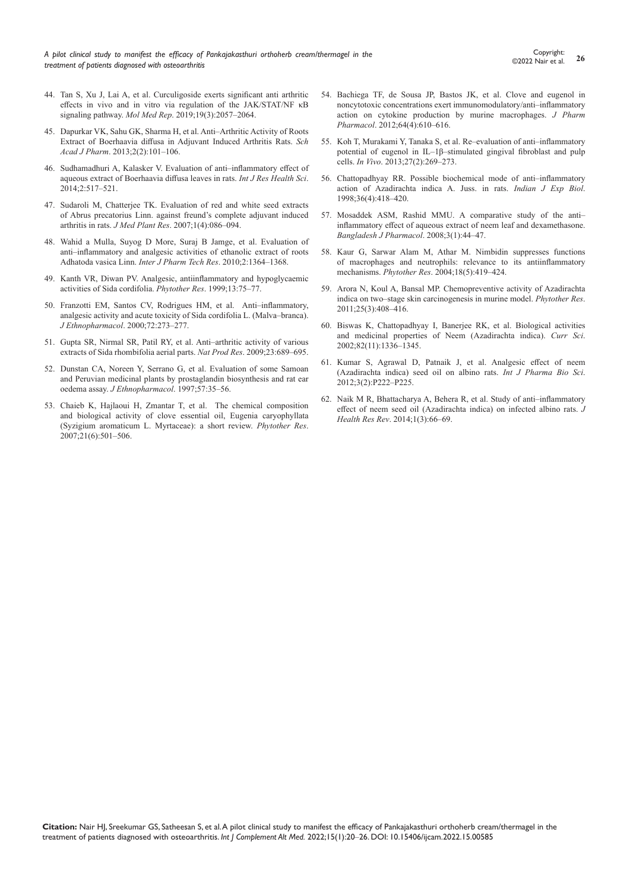44. Tan S, Xu J, Lai A, et al. Curculigoside exerts significant anti arthritic effects in vivo and in vitro via regulation of the JAK/STAT/NF κB signaling pathway. *Mol Med Rep*. 2019;19(3):2057–2064.

45. Dapurkar VK, Sahu GK, Sharma H, et al. Anti–Arthritic Activity of Roots Extract of Boerhaavia diffusa in Adjuvant Induced Arthritis Rats. *Sch Acad J Pharm*. 2013;2(2):101–106.

46. Sudhamadhuri A, Kalasker V. Evaluation of anti–inflammatory effect of aqueous extract of Boerhaavia diffusa leaves in rats. *Int J Res Health Sci*. 2014;2:517–521.

47. Sudaroli M, Chatterjee TK. Evaluation of red and white seed extracts of Abrus precatorius Linn. against freund's complete adjuvant induced arthritis in rats. *J Med Plant Res*. 2007;1(4):086–094.

48. Wahid a Mulla, Suyog D More, Suraj B Jamge, et al. Evaluation of anti–inflammatory and analgesic activities of ethanolic extract of roots Adhatoda vasica Linn. *Inter J Pharm Tech Res*. 2010;2:1364–1368.

49. Kanth VR, Diwan PV. Analgesic, antiinflammatory and hypoglycaemic activities of Sida cordifolia. *Phytother Res*. 1999;13:75–77.

50. Franzotti EM, Santos CV, Rodrigues HM, et al. Anti–inflammatory, analgesic activity and acute toxicity of Sida cordifolia L. (Malva–branca). *J Ethnopharmacol*. 2000;72:273–277.

51. Gupta SR, Nirmal SR, Patil RY, et al. Anti–arthritic activity of various extracts of Sida rhombifolia aerial parts. *Nat Prod Res*. 2009;23:689–695.

52. Dunstan CA, Noreen Y, Serrano G, et al. Evaluation of some Samoan and Peruvian medicinal plants by prostaglandin biosynthesis and rat ear oedema assay. *J Ethnopharmacol*. 1997;57:35–56.

53. Chaieb K, Hajlaoui H, Zmantar T, et al. The chemical composition and biological activity of clove essential oil, Eugenia caryophyllata (Syzigium aromaticum L. Myrtaceae): a short review. *Phytother Res*. 2007;21(6):501–506.

54. Bachiega TF, de Sousa JP, Bastos JK, et al. Clove and eugenol in noncytotoxic concentrations exert immunomodulatory/anti–inflammatory action on cytokine production by murine macrophages. *J Pharm Pharmacol*. 2012;64(4):610–616.

55. Koh T, Murakami Y, Tanaka S, et al. Re–evaluation of anti–inflammatory potential of eugenol in IL–1β–stimulated gingival fibroblast and pulp cells. *In Vivo*. 2013;27(2):269–273.

56. Chattopadhyay RR. Possible biochemical mode of anti–inflammatory action of Azadirachta indica A. Juss. in rats. *Indian J Exp Biol*. 1998;36(4):418–420.

57. Mosaddek ASM, Rashid MMU. A comparative study of the anti–inflammatory effect of aqueous extract of neem leaf and dexamethasone. *Bangladesh J Pharmacol*. 2008;3(1):44–47.

58. Kaur G, Sarwar Alam M, Athar M. Nimbidin suppresses functions of macrophages and neutrophils: relevance to its antiinflammatory mechanisms. *Phytother Res*. 2004;18(5):419–424.

59. Arora N, Koul A, Bansal MP. Chemopreventive activity of Azadirachta indica on two–stage skin carcinogenesis in murine model. *Phytother Res*. 2011;25(3):408–416.

60. Biswas K, Chattopadhyay I, Banerjee RK, et al. Biological activities and medicinal properties of Neem (Azadirachta indica). *Curr Sci*. 2002;82(11):1336–1345.

61. Kumar S, Agrawal D, Patnaik J, et al. Analgesic effect of neem (Azadirachta indica) seed oil on albino rats. *Int J Pharma Bio Sci*. 2012;3(2):P222–P225.

62. Naik M R, Bhattacharya A, Behera R, et al. Study of anti–inflammatory effect of neem seed oil (Azadirachta indica) on infected albino rats. *J Health Res Rev*. 2014;1(3):66–69.